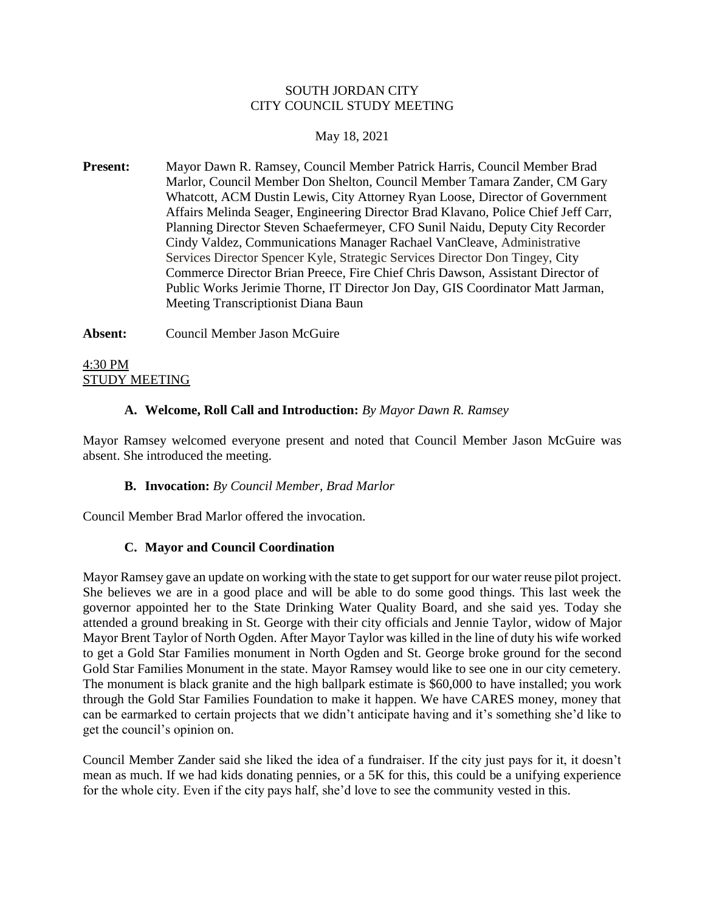SOUTH JORDAN CITY
CITY COUNCIL STUDY MEETING

May 18, 2021

**Present:** Mayor Dawn R. Ramsey, Council Member Patrick Harris, Council Member Brad Marlor, Council Member Don Shelton, Council Member Tamara Zander, CM Gary Whatcott, ACM Dustin Lewis, City Attorney Ryan Loose, Director of Government Affairs Melinda Seager, Engineering Director Brad Klavano, Police Chief Jeff Carr, Planning Director Steven Schaefermeyer, CFO Sunil Naidu, Deputy City Recorder Cindy Valdez, Communications Manager Rachael VanCleave, Administrative Services Director Spencer Kyle, Strategic Services Director Don Tingey, City Commerce Director Brian Preece, Fire Chief Chris Dawson, Assistant Director of Public Works Jerimie Thorne, IT Director Jon Day, GIS Coordinator Matt Jarman, Meeting Transcriptionist Diana Baun

**Absent:** Council Member Jason McGuire

4:30 PM
STUDY MEETING

**A. Welcome, Roll Call and Introduction:** *By Mayor Dawn R. Ramsey*

Mayor Ramsey welcomed everyone present and noted that Council Member Jason McGuire was absent. She introduced the meeting.

**B. Invocation:** *By Council Member, Brad Marlor*

Council Member Brad Marlor offered the invocation.

**C. Mayor and Council Coordination**

Mayor Ramsey gave an update on working with the state to get support for our water reuse pilot project. She believes we are in a good place and will be able to do some good things. This last week the governor appointed her to the State Drinking Water Quality Board, and she said yes. Today she attended a ground breaking in St. George with their city officials and Jennie Taylor, widow of Major Mayor Brent Taylor of North Ogden. After Mayor Taylor was killed in the line of duty his wife worked to get a Gold Star Families monument in North Ogden and St. George broke ground for the second Gold Star Families Monument in the state. Mayor Ramsey would like to see one in our city cemetery. The monument is black granite and the high ballpark estimate is $60,000 to have installed; you work through the Gold Star Families Foundation to make it happen. We have CARES money, money that can be earmarked to certain projects that we didn't anticipate having and it's something she'd like to get the council's opinion on.

Council Member Zander said she liked the idea of a fundraiser. If the city just pays for it, it doesn't mean as much. If we had kids donating pennies, or a 5K for this, this could be a unifying experience for the whole city. Even if the city pays half, she'd love to see the community vested in this.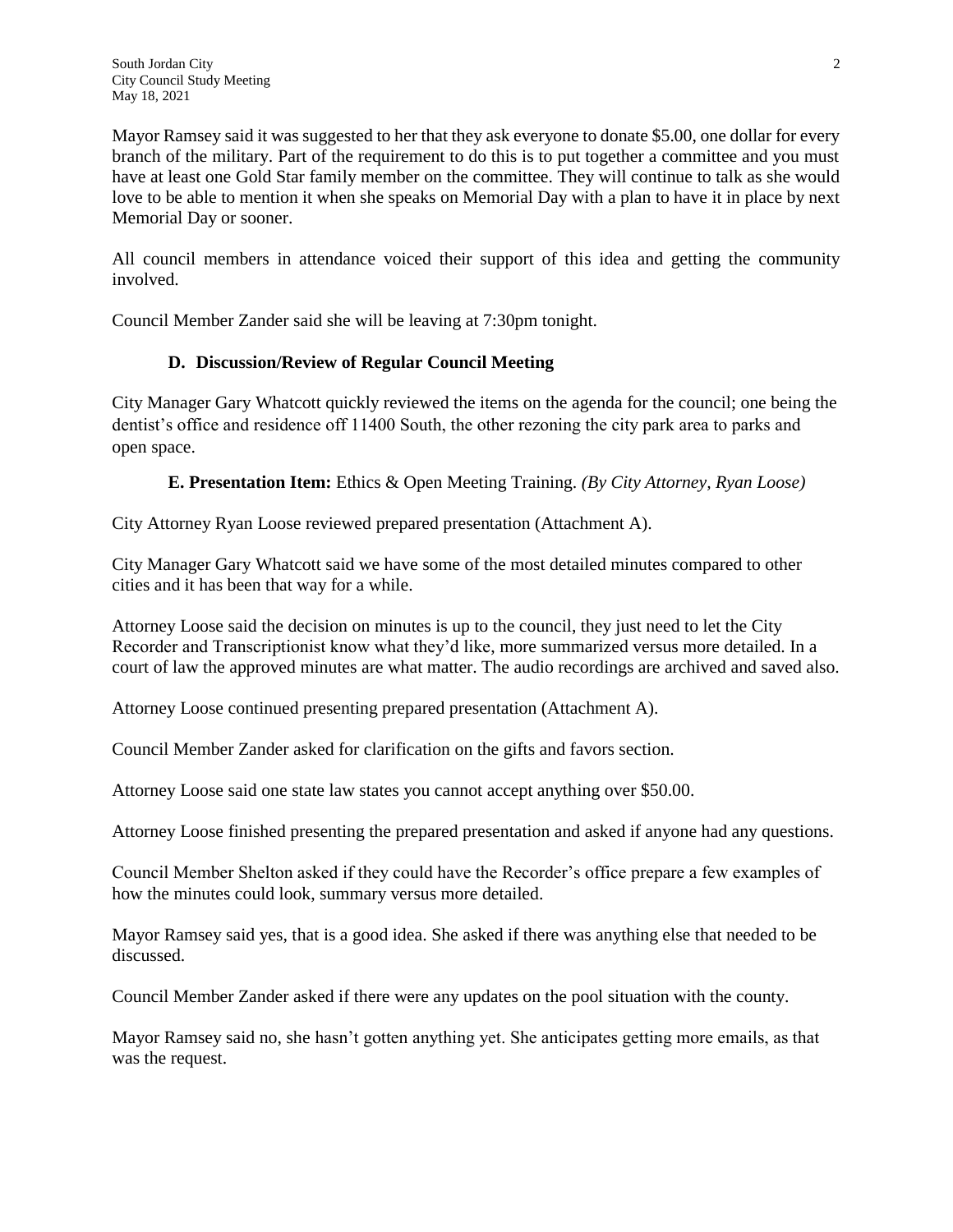Mayor Ramsey said it was suggested to her that they ask everyone to donate $5.00, one dollar for every branch of the military. Part of the requirement to do this is to put together a committee and you must have at least one Gold Star family member on the committee. They will continue to talk as she would love to be able to mention it when she speaks on Memorial Day with a plan to have it in place by next Memorial Day or sooner.

All council members in attendance voiced their support of this idea and getting the community involved.

Council Member Zander said she will be leaving at 7:30pm tonight.

**D. Discussion/Review of Regular Council Meeting**

City Manager Gary Whatcott quickly reviewed the items on the agenda for the council; one being the dentist's office and residence off 11400 South, the other rezoning the city park area to parks and open space.

**E. Presentation Item:** Ethics & Open Meeting Training. *(By City Attorney, Ryan Loose)*

City Attorney Ryan Loose reviewed prepared presentation (Attachment A).

City Manager Gary Whatcott said we have some of the most detailed minutes compared to other cities and it has been that way for a while.

Attorney Loose said the decision on minutes is up to the council, they just need to let the City Recorder and Transcriptionist know what they'd like, more summarized versus more detailed. In a court of law the approved minutes are what matter. The audio recordings are archived and saved also.

Attorney Loose continued presenting prepared presentation (Attachment A).

Council Member Zander asked for clarification on the gifts and favors section.

Attorney Loose said one state law states you cannot accept anything over $50.00.

Attorney Loose finished presenting the prepared presentation and asked if anyone had any questions.

Council Member Shelton asked if they could have the Recorder's office prepare a few examples of how the minutes could look, summary versus more detailed.

Mayor Ramsey said yes, that is a good idea. She asked if there was anything else that needed to be discussed.

Council Member Zander asked if there were any updates on the pool situation with the county.

Mayor Ramsey said no, she hasn't gotten anything yet. She anticipates getting more emails, as that was the request.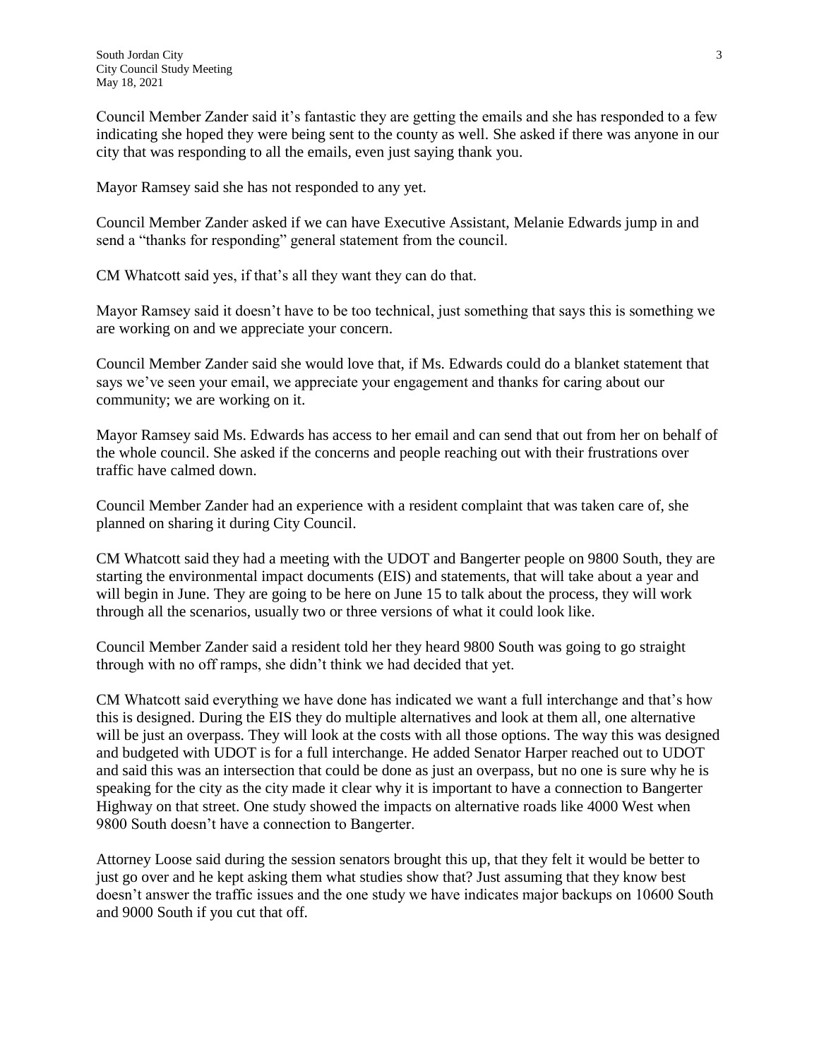Council Member Zander said it's fantastic they are getting the emails and she has responded to a few indicating she hoped they were being sent to the county as well. She asked if there was anyone in our city that was responding to all the emails, even just saying thank you.

Mayor Ramsey said she has not responded to any yet.

Council Member Zander asked if we can have Executive Assistant, Melanie Edwards jump in and send a "thanks for responding" general statement from the council.

CM Whatcott said yes, if that's all they want they can do that.

Mayor Ramsey said it doesn't have to be too technical, just something that says this is something we are working on and we appreciate your concern.

Council Member Zander said she would love that, if Ms. Edwards could do a blanket statement that says we've seen your email, we appreciate your engagement and thanks for caring about our community; we are working on it.

Mayor Ramsey said Ms. Edwards has access to her email and can send that out from her on behalf of the whole council. She asked if the concerns and people reaching out with their frustrations over traffic have calmed down.

Council Member Zander had an experience with a resident complaint that was taken care of, she planned on sharing it during City Council.

CM Whatcott said they had a meeting with the UDOT and Bangerter people on 9800 South, they are starting the environmental impact documents (EIS) and statements, that will take about a year and will begin in June. They are going to be here on June 15 to talk about the process, they will work through all the scenarios, usually two or three versions of what it could look like.

Council Member Zander said a resident told her they heard 9800 South was going to go straight through with no off ramps, she didn't think we had decided that yet.

CM Whatcott said everything we have done has indicated we want a full interchange and that's how this is designed. During the EIS they do multiple alternatives and look at them all, one alternative will be just an overpass. They will look at the costs with all those options. The way this was designed and budgeted with UDOT is for a full interchange. He added Senator Harper reached out to UDOT and said this was an intersection that could be done as just an overpass, but no one is sure why he is speaking for the city as the city made it clear why it is important to have a connection to Bangerter Highway on that street. One study showed the impacts on alternative roads like 4000 West when 9800 South doesn't have a connection to Bangerter.

Attorney Loose said during the session senators brought this up, that they felt it would be better to just go over and he kept asking them what studies show that? Just assuming that they know best doesn't answer the traffic issues and the one study we have indicates major backups on 10600 South and 9000 South if you cut that off.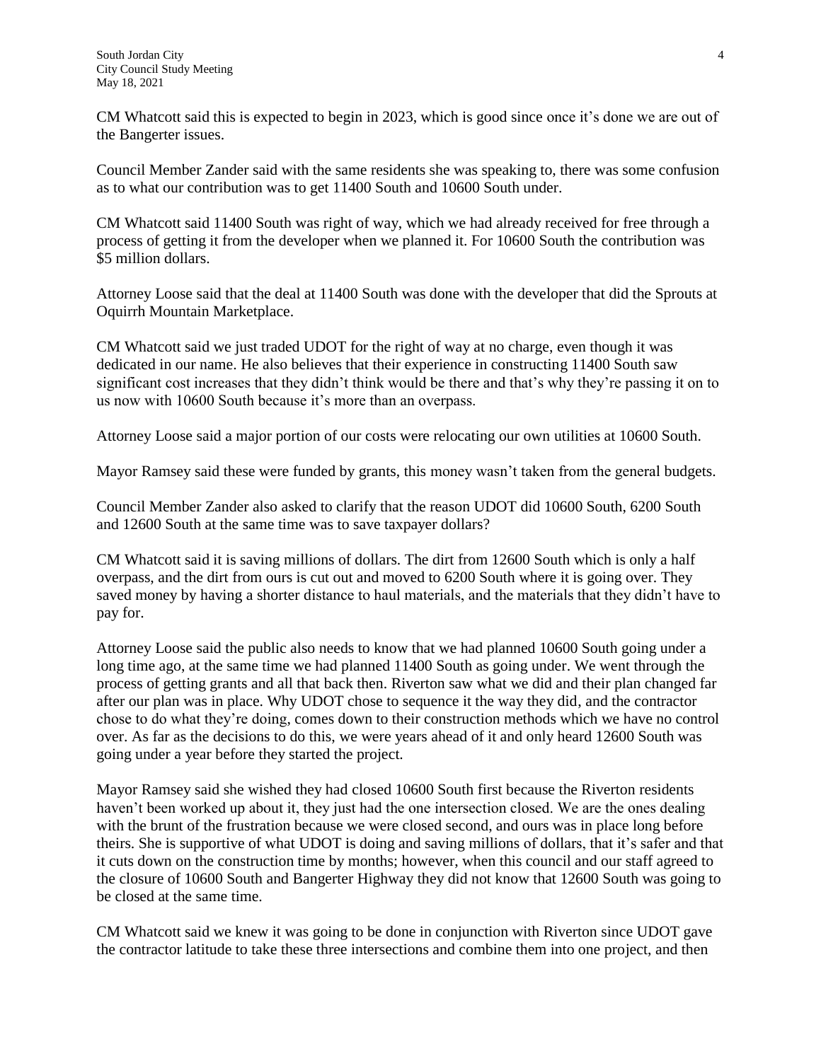CM Whatcott said this is expected to begin in 2023, which is good since once it's done we are out of the Bangerter issues.

Council Member Zander said with the same residents she was speaking to, there was some confusion as to what our contribution was to get 11400 South and 10600 South under.

CM Whatcott said 11400 South was right of way, which we had already received for free through a process of getting it from the developer when we planned it. For 10600 South the contribution was $5 million dollars.

Attorney Loose said that the deal at 11400 South was done with the developer that did the Sprouts at Oquirrh Mountain Marketplace.

CM Whatcott said we just traded UDOT for the right of way at no charge, even though it was dedicated in our name. He also believes that their experience in constructing 11400 South saw significant cost increases that they didn't think would be there and that's why they're passing it on to us now with 10600 South because it's more than an overpass.

Attorney Loose said a major portion of our costs were relocating our own utilities at 10600 South.

Mayor Ramsey said these were funded by grants, this money wasn't taken from the general budgets.

Council Member Zander also asked to clarify that the reason UDOT did 10600 South, 6200 South and 12600 South at the same time was to save taxpayer dollars?

CM Whatcott said it is saving millions of dollars. The dirt from 12600 South which is only a half overpass, and the dirt from ours is cut out and moved to 6200 South where it is going over. They saved money by having a shorter distance to haul materials, and the materials that they didn't have to pay for.

Attorney Loose said the public also needs to know that we had planned 10600 South going under a long time ago, at the same time we had planned 11400 South as going under. We went through the process of getting grants and all that back then. Riverton saw what we did and their plan changed far after our plan was in place. Why UDOT chose to sequence it the way they did, and the contractor chose to do what they're doing, comes down to their construction methods which we have no control over. As far as the decisions to do this, we were years ahead of it and only heard 12600 South was going under a year before they started the project.

Mayor Ramsey said she wished they had closed 10600 South first because the Riverton residents haven't been worked up about it, they just had the one intersection closed. We are the ones dealing with the brunt of the frustration because we were closed second, and ours was in place long before theirs. She is supportive of what UDOT is doing and saving millions of dollars, that it's safer and that it cuts down on the construction time by months; however, when this council and our staff agreed to the closure of 10600 South and Bangerter Highway they did not know that 12600 South was going to be closed at the same time.

CM Whatcott said we knew it was going to be done in conjunction with Riverton since UDOT gave the contractor latitude to take these three intersections and combine them into one project, and then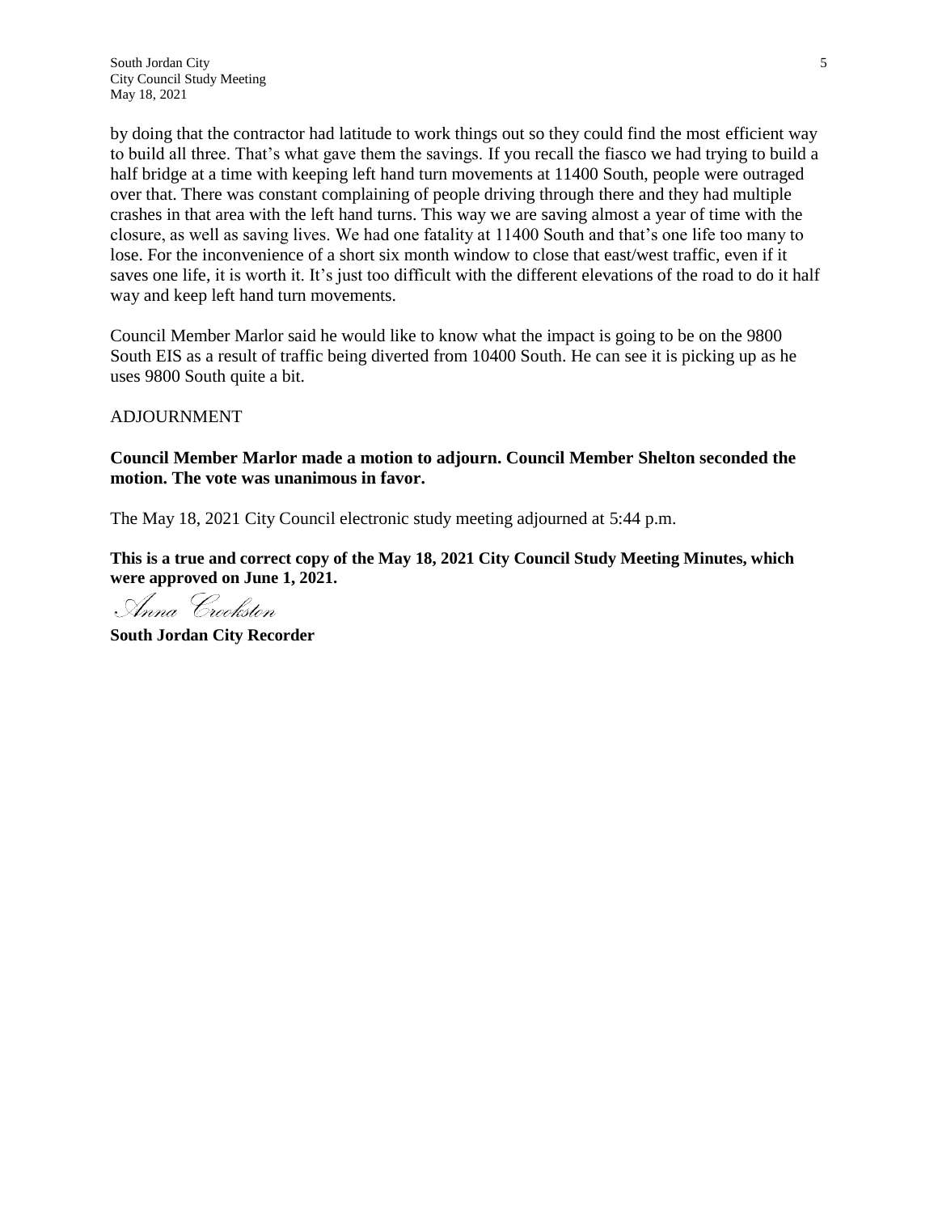by doing that the contractor had latitude to work things out so they could find the most efficient way to build all three. That's what gave them the savings. If you recall the fiasco we had trying to build a half bridge at a time with keeping left hand turn movements at 11400 South, people were outraged over that. There was constant complaining of people driving through there and they had multiple crashes in that area with the left hand turns. This way we are saving almost a year of time with the closure, as well as saving lives. We had one fatality at 11400 South and that's one life too many to lose. For the inconvenience of a short six month window to close that east/west traffic, even if it saves one life, it is worth it. It's just too difficult with the different elevations of the road to do it half way and keep left hand turn movements.

Council Member Marlor said he would like to know what the impact is going to be on the 9800 South EIS as a result of traffic being diverted from 10400 South. He can see it is picking up as he uses 9800 South quite a bit.

ADJOURNMENT

**Council Member Marlor made a motion to adjourn. Council Member Shelton seconded the motion. The vote was unanimous in favor.**

The May 18, 2021 City Council electronic study meeting adjourned at 5:44 p.m.

**This is a true and correct copy of the May 18, 2021 City Council Study Meeting Minutes, which were approved on June 1, 2021.**

*Anna Crookston*

**South Jordan City Recorder**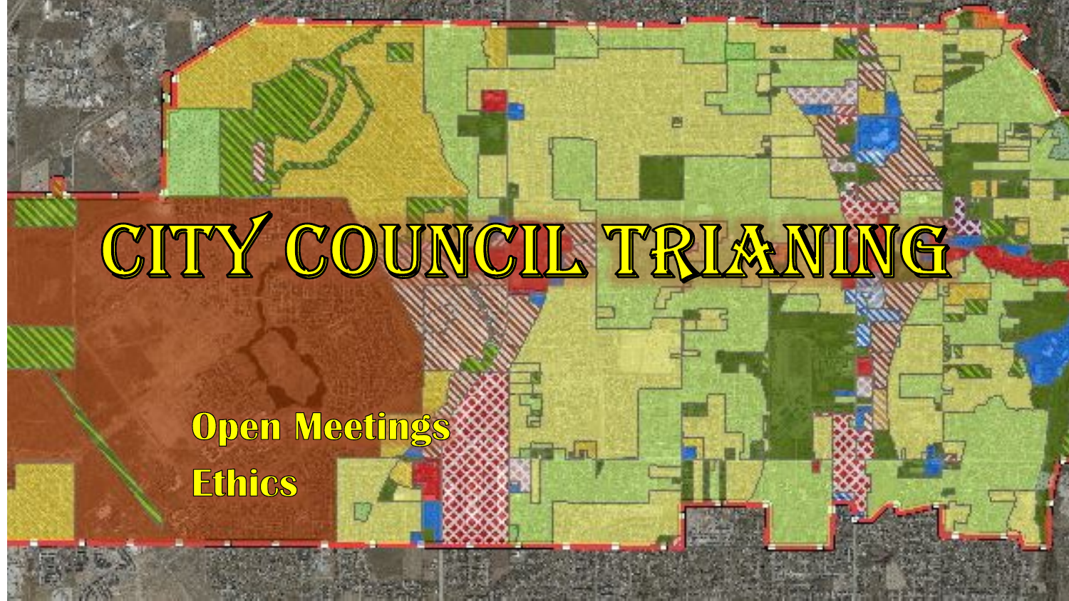# CITY COUNCIL TRIANING

Open Meetings

Ethics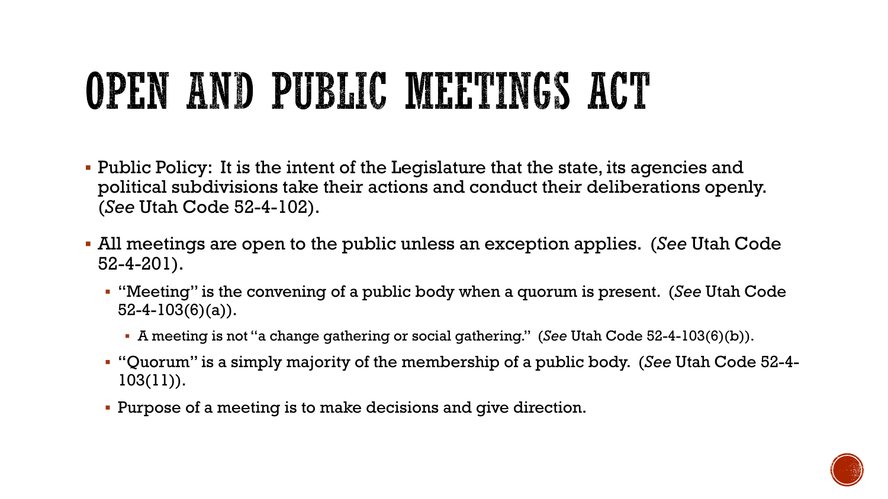# OPEN AND PUBLIC MEETINGS ACT

- Public Policy: It is the intent of the Legislature that the state, its agencies and political subdivisions take their actions and conduct their deliberations openly. (*See* Utah Code 52-4-102).
- All meetings are open to the public unless an exception applies. (*See* Utah Code 52-4-201).
  - "Meeting" is the convening of a public body when a quorum is present. (*See* Utah Code 52-4-103(6)(a)).
    - A meeting is not "a change gathering or social gathering." (*See* Utah Code 52-4-103(6)(b)).
  - "Quorum" is a simply majority of the membership of a public body. (*See* Utah Code 52-4-103(11)).
  - Purpose of a meeting is to make decisions and give direction.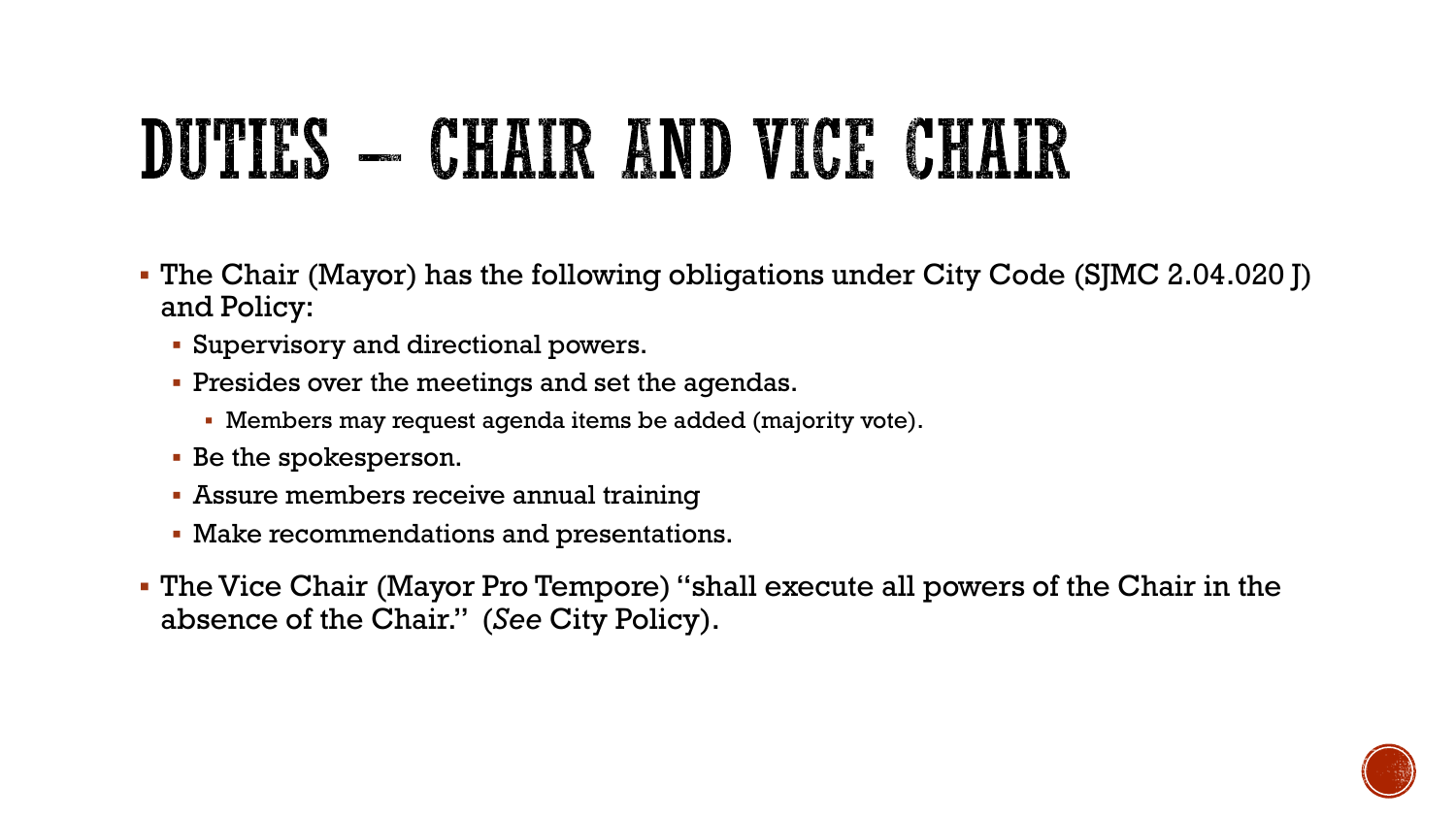# DUTIES – CHAIR AND VICE CHAIR

- The Chair (Mayor) has the following obligations under City Code (SJMC 2.04.020 J) and Policy:
  - Supervisory and directional powers.
  - Presides over the meetings and set the agendas.
    - Members may request agenda items be added (majority vote).
  - Be the spokesperson.
  - Assure members receive annual training
  - Make recommendations and presentations.
- The Vice Chair (Mayor Pro Tempore) "shall execute all powers of the Chair in the absence of the Chair." (*See* City Policy).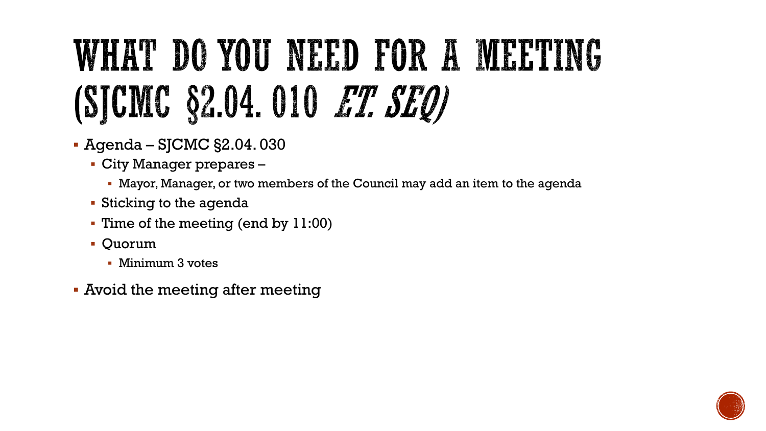# WHAT DO YOU NEED FOR A MEETING (SJCMC §2.04. 010 *ET. SEQ)*

- Agenda – SJCMC §2.04. 030
  - City Manager prepares –
    - Mayor, Manager, or two members of the Council may add an item to the agenda
  - Sticking to the agenda
  - Time of the meeting (end by 11:00)
  - Quorum
    - Minimum 3 votes
- Avoid the meeting after meeting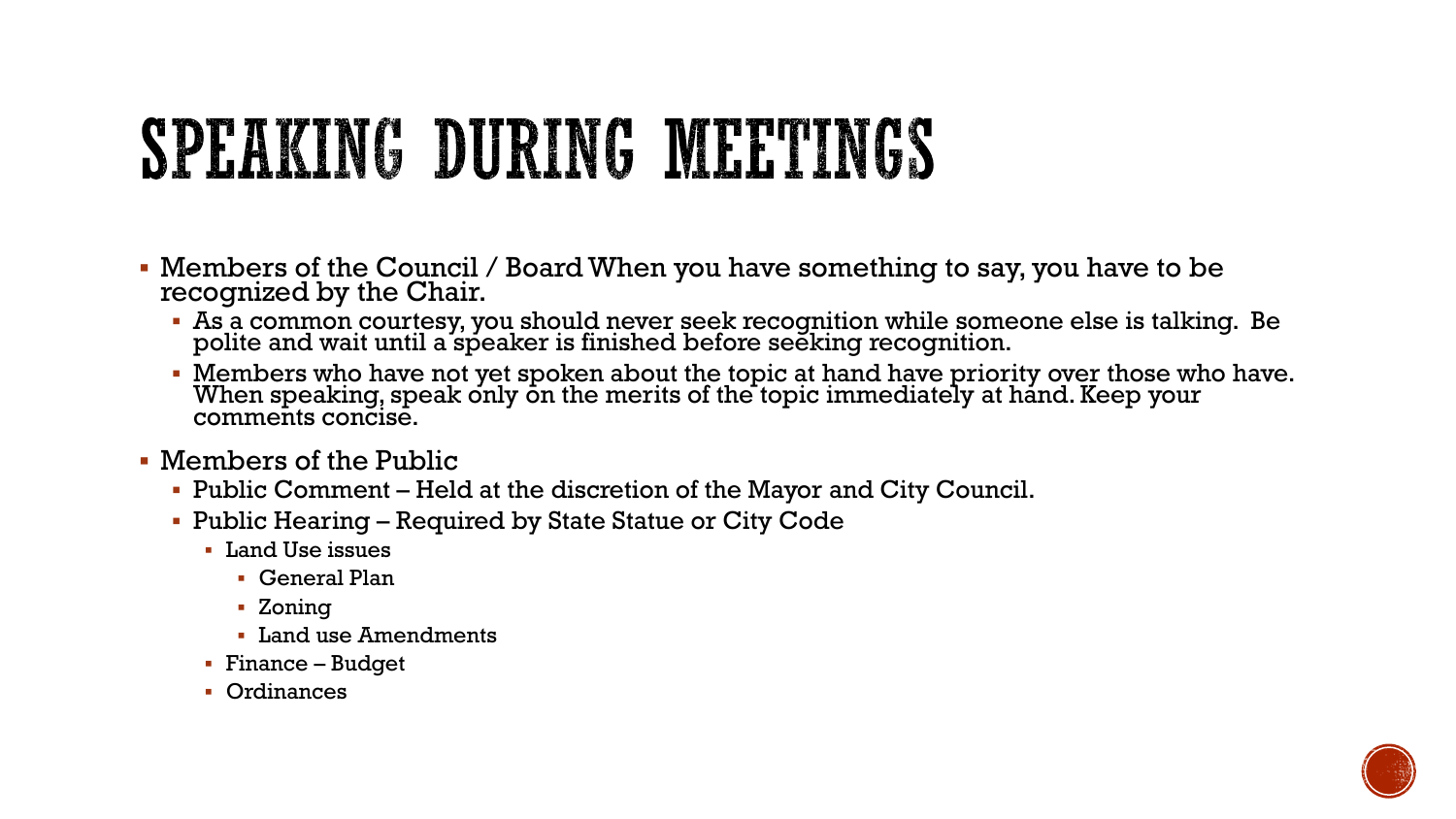# SPEAKING DURING MEETINGS

- Members of the Council / Board When you have something to say, you have to be recognized by the Chair.
  - As a common courtesy, you should never seek recognition while someone else is talking. Be polite and wait until a speaker is finished before seeking recognition.
  - Members who have not yet spoken about the topic at hand have priority over those who have. When speaking, speak only on the merits of the topic immediately at hand. Keep your comments concise.
- Members of the Public
  - Public Comment – Held at the discretion of the Mayor and City Council.
  - Public Hearing – Required by State Statue or City Code
    - Land Use issues
      - General Plan
      - Zoning
      - Land use Amendments
    - Finance – Budget
    - Ordinances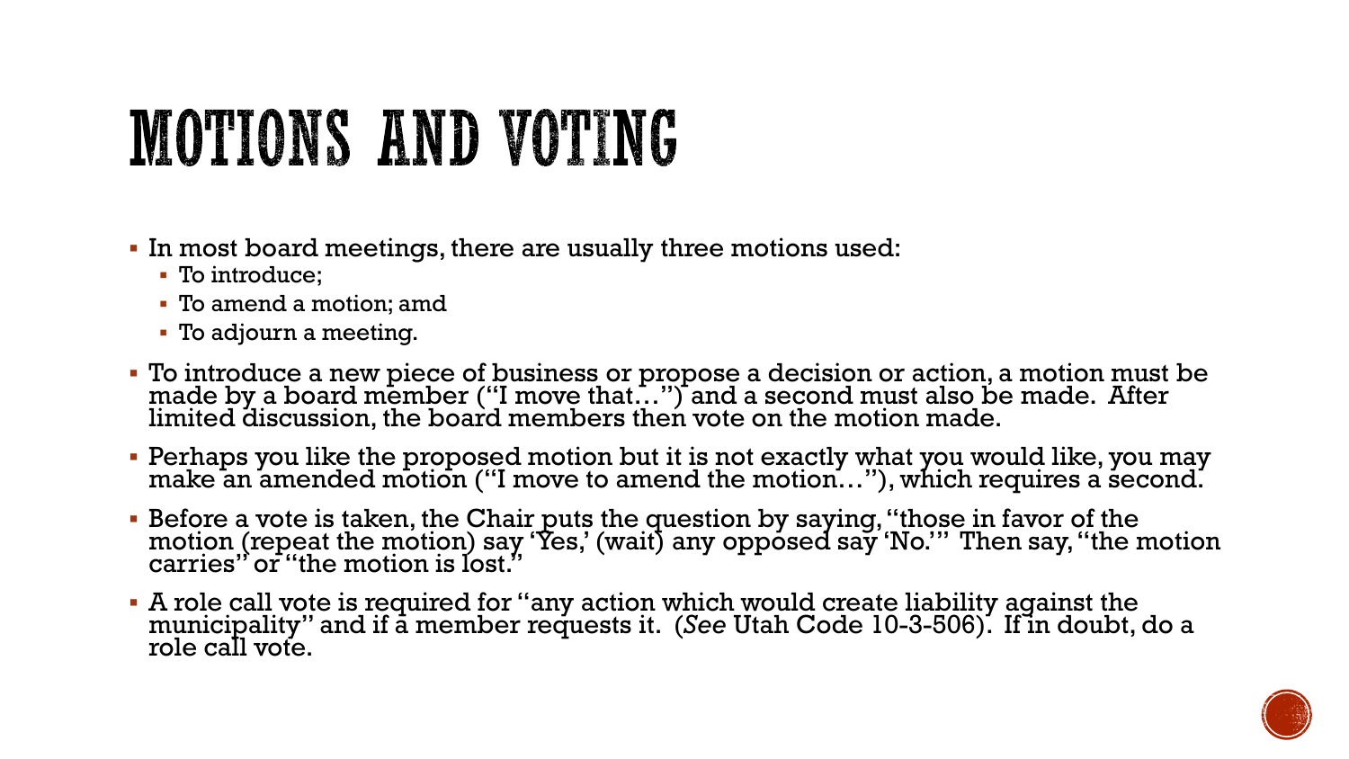# MOTIONS AND VOTING

- In most board meetings, there are usually three motions used:
  - To introduce;
  - To amend a motion; amd
  - To adjourn a meeting.
- To introduce a new piece of business or propose a decision or action, a motion must be made by a board member ("I move that…") and a second must also be made. After limited discussion, the board members then vote on the motion made.
- Perhaps you like the proposed motion but it is not exactly what you would like, you may make an amended motion ("I move to amend the motion…"), which requires a second.
- Before a vote is taken, the Chair puts the question by saying, "those in favor of the motion (repeat the motion) say 'Yes,' (wait) any opposed say 'No.'" Then say, "the motion carries" or "the motion is lost."
- A role call vote is required for "any action which would create liability against the municipality" and if a member requests it. (*See* Utah Code 10-3-506). If in doubt, do a role call vote.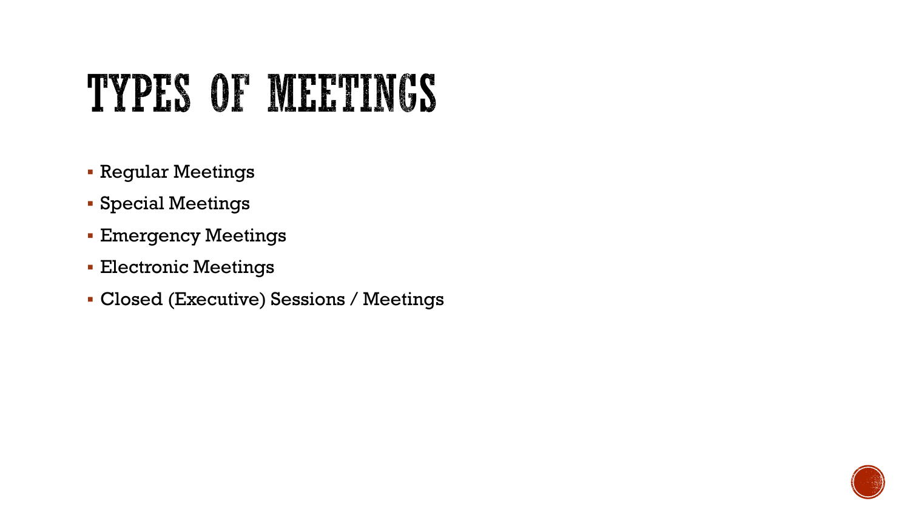# TYPES OF MEETINGS

- Regular Meetings
- Special Meetings
- Emergency Meetings
- Electronic Meetings
- Closed (Executive) Sessions / Meetings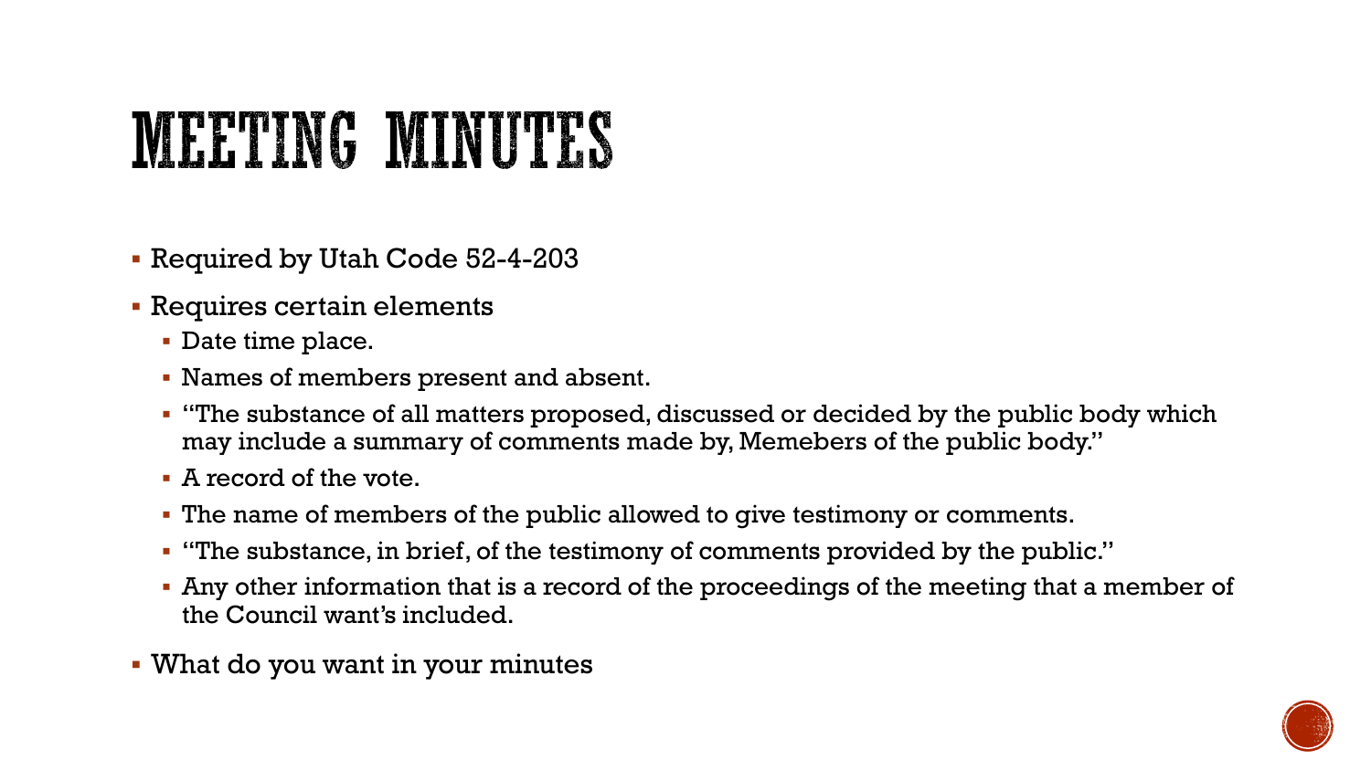# MEETING MINUTES

- Required by Utah Code 52-4-203
- Requires certain elements
  - Date time place.
  - Names of members present and absent.
  - "The substance of all matters proposed, discussed or decided by the public body which may include a summary of comments made by, Memebers of the public body."
  - A record of the vote.
  - The name of members of the public allowed to give testimony or comments.
  - "The substance, in brief, of the testimony of comments provided by the public."
  - Any other information that is a record of the proceedings of the meeting that a member of the Council want's included.
- What do you want in your minutes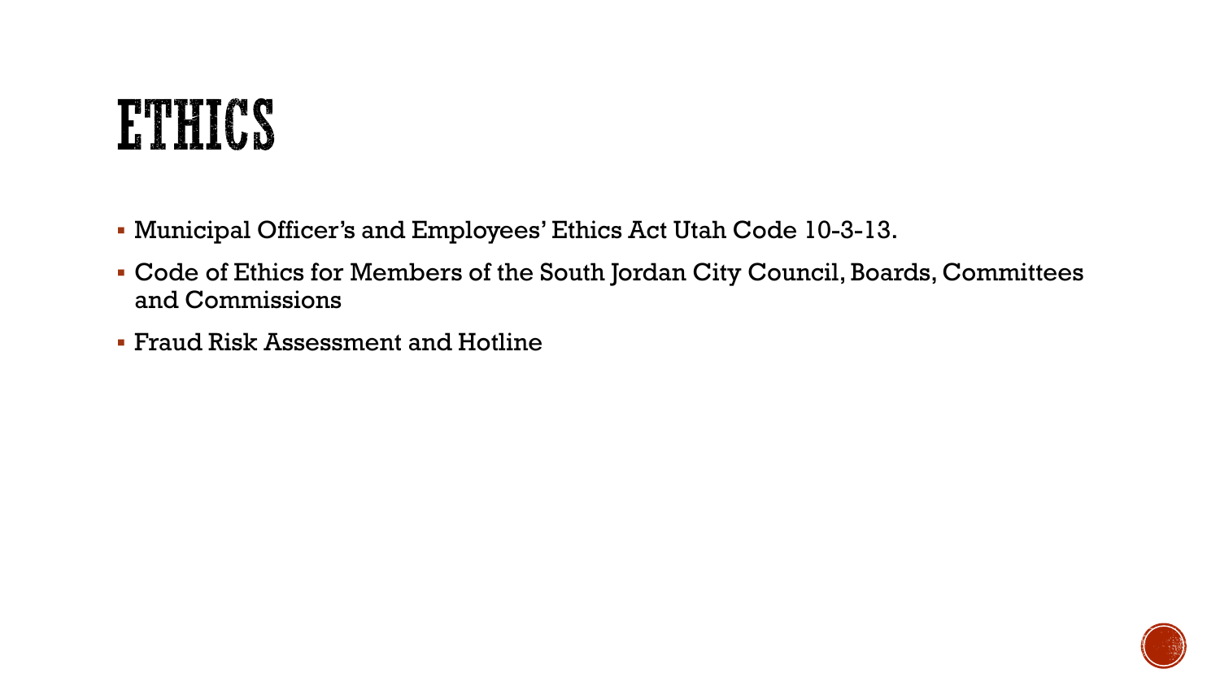# ETHICS

- Municipal Officer's and Employees' Ethics Act Utah Code 10-3-13.
- Code of Ethics for Members of the South Jordan City Council, Boards, Committees and Commissions
- Fraud Risk Assessment and Hotline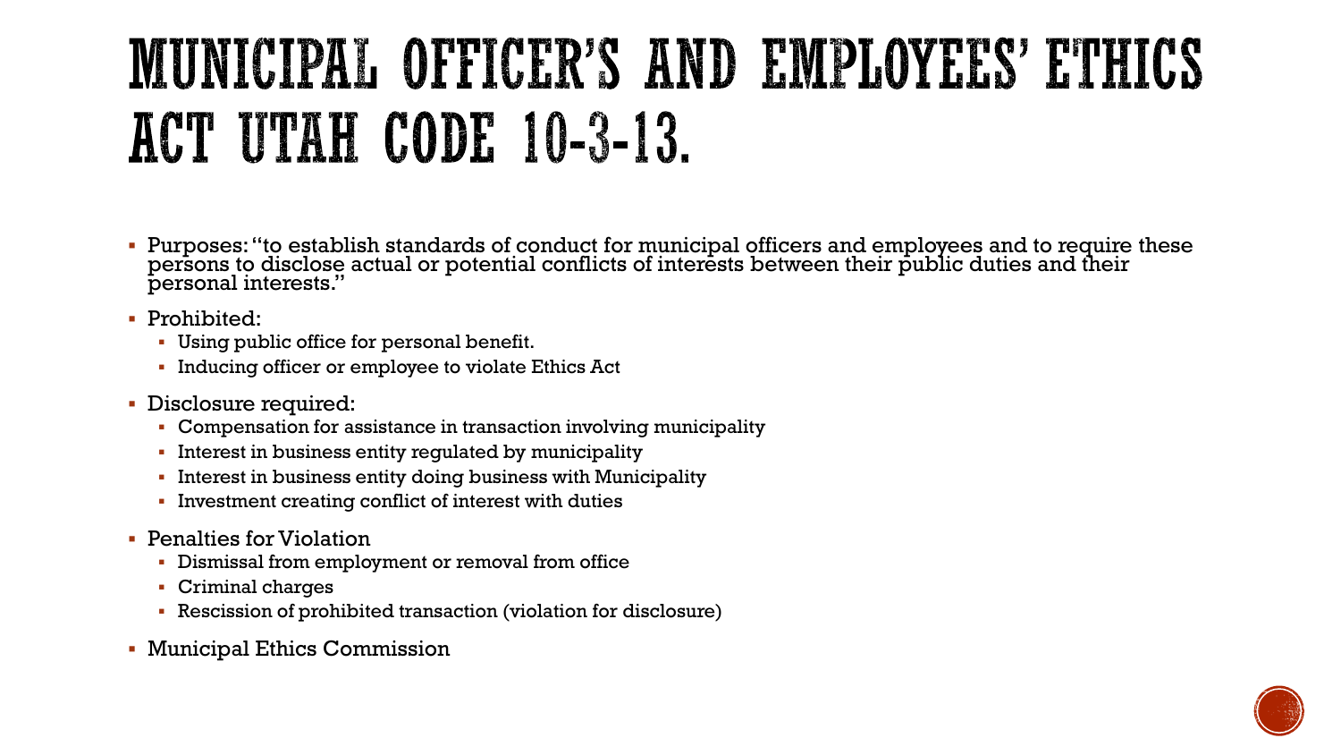# MUNICIPAL OFFICER'S AND EMPLOYEES' ETHICS ACT UTAH CODE 10-3-13.

- Purposes: "to establish standards of conduct for municipal officers and employees and to require these persons to disclose actual or potential conflicts of interests between their public duties and their personal interests."
- Prohibited:
  - Using public office for personal benefit.
  - Inducing officer or employee to violate Ethics Act
- Disclosure required:
  - Compensation for assistance in transaction involving municipality
  - Interest in business entity regulated by municipality
  - Interest in business entity doing business with Municipality
  - Investment creating conflict of interest with duties
- Penalties for Violation
  - Dismissal from employment or removal from office
  - Criminal charges
  - Rescission of prohibited transaction (violation for disclosure)
- Municipal Ethics Commission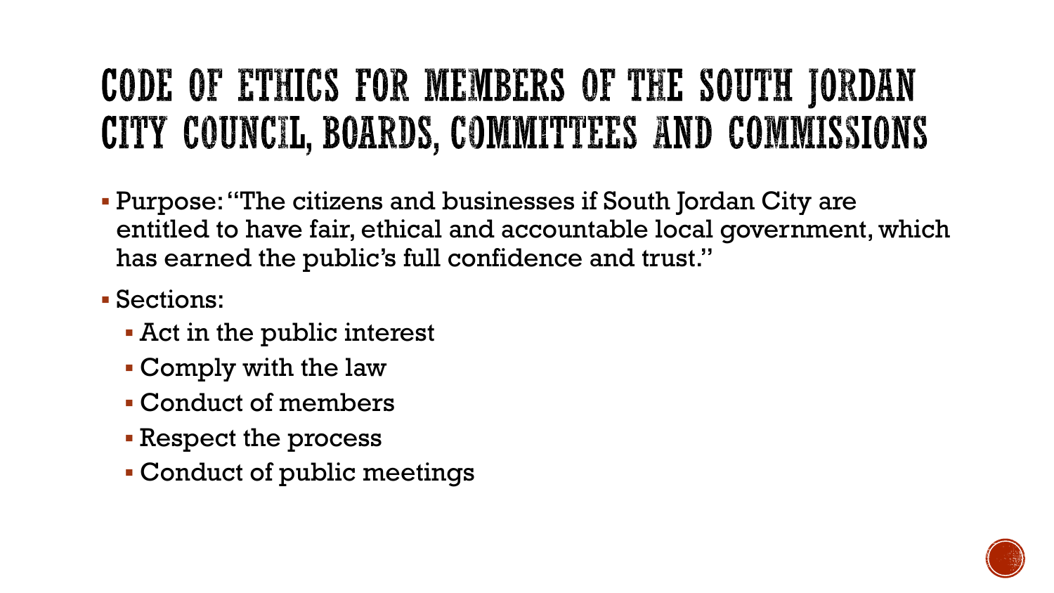# CODE OF ETHICS FOR MEMBERS OF THE SOUTH JORDAN CITY COUNCIL, BOARDS, COMMITTEES AND COMMISSIONS

- Purpose: "The citizens and businesses if South Jordan City are entitled to have fair, ethical and accountable local government, which has earned the public's full confidence and trust."
- Sections:
  - Act in the public interest
  - Comply with the law
  - Conduct of members
  - Respect the process
  - Conduct of public meetings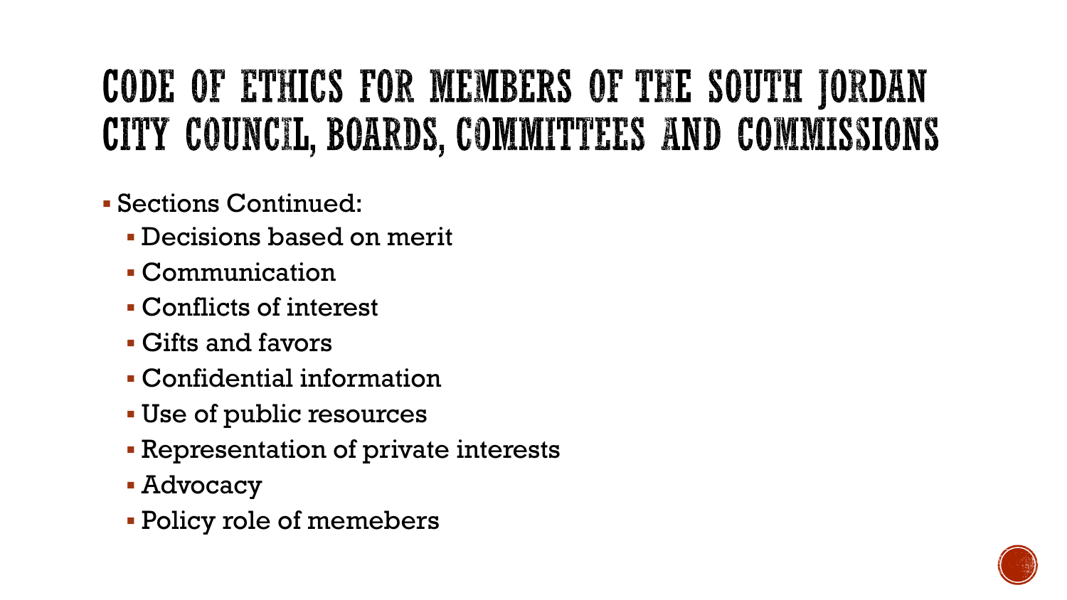# CODE OF ETHICS FOR MEMBERS OF THE SOUTH JORDAN CITY COUNCIL, BOARDS, COMMITTEES AND COMMISSIONS

- Sections Continued:
  - Decisions based on merit
  - Communication
  - Conflicts of interest
  - Gifts and favors
  - Confidential information
  - Use of public resources
  - Representation of private interests
  - Advocacy
  - Policy role of memebers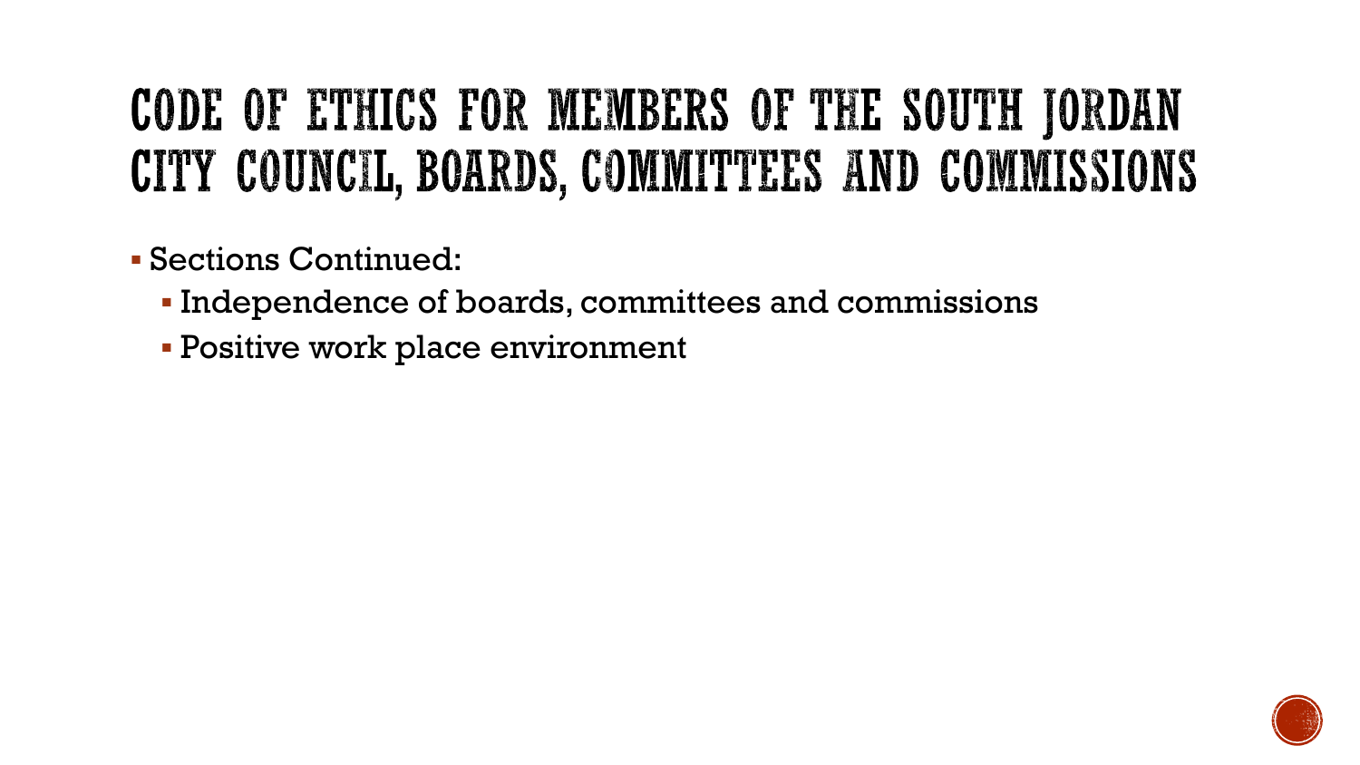# CODE OF ETHICS FOR MEMBERS OF THE SOUTH JORDAN CITY COUNCIL, BOARDS, COMMITTEES AND COMMISSIONS

- Sections Continued:
  - Independence of boards, committees and commissions
  - Positive work place environment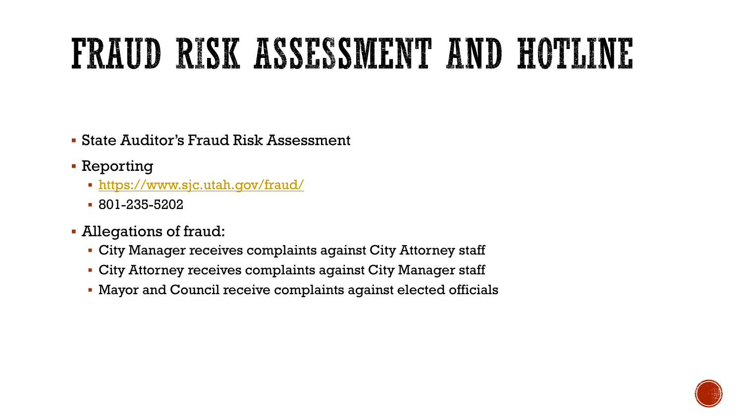# FRAUD RISK ASSESSMENT AND HOTLINE

- State Auditor's Fraud Risk Assessment
- Reporting
  - https://www.sjc.utah.gov/fraud/
  - 801-235-5202
- Allegations of fraud:
  - City Manager receives complaints against City Attorney staff
  - City Attorney receives complaints against City Manager staff
  - Mayor and Council receive complaints against elected officials